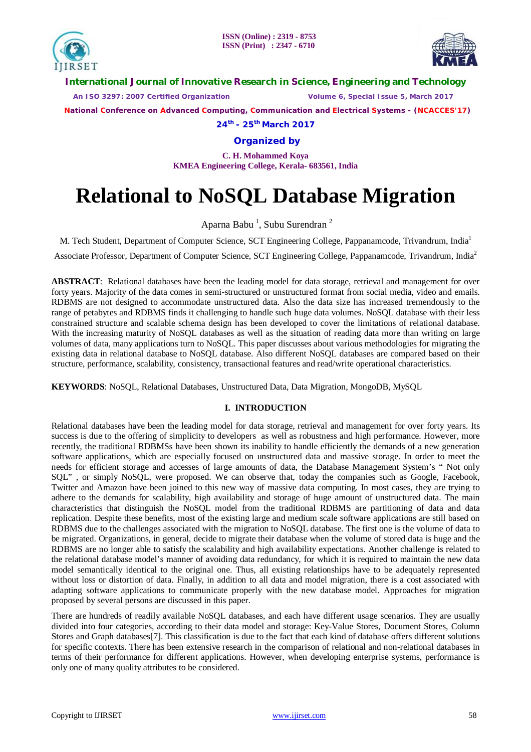# Relational to NoSQL Database Migration

Aparna Babu [1], Subu Surendran [2]

M. Tech Student, Department of Computer Science, SCT Engineering College, Pappanamcode, Trivandrum, India[1]

Associate Professor, Department of Computer Science, SCT Engineering College, Pappanamcode, Trivandrum, India[2]

**ABSTRACT**: Relational databases have been the leading model for data storage, retrieval and management for over forty years. Majority of the data comes in semi-structured or unstructured format from social media, video and emails. RDBMS are not designed to accommodate unstructured data. Also the data size has increased tremendously to the range of petabytes and RDBMS finds it challenging to handle such huge data volumes. NoSQL database with their less constrained structure and scalable schema design has been developed to cover the limitations of relational database. With the increasing maturity of NoSQL databases as well as the situation of reading data more than writing on large volumes of data, many applications turn to NoSQL. This paper discusses about various methodologies for migrating the existing data in relational database to NoSQL database. Also different NoSQL databases are compared based on their structure, performance, scalability, consistency, transactional features and read/write operational characteristics.

**KEYWORDS**: NoSQL, Relational Databases, Unstructured Data, Data Migration, MongoDB, MySQL

## I. INTRODUCTION

Relational databases have been the leading model for data storage, retrieval and management for over forty years. Its success is due to the offering of simplicity to developers as well as robustness and high performance. However, more recently, the traditional RDBMSs have been shown its inability to handle efficiently the demands of a new generation software applications, which are especially focused on unstructured data and massive storage. In order to meet the needs for efficient storage and accesses of large amounts of data, the Database Management System's " Not only SQL" , or simply NoSQL, were proposed. We can observe that, today the companies such as Google, Facebook, Twitter and Amazon have been joined to this new way of massive data computing. In most cases, they are trying to adhere to the demands for scalability, high availability and storage of huge amount of unstructured data. The main characteristics that distinguish the NoSQL model from the traditional RDBMS are partitioning of data and data replication. Despite these benefits, most of the existing large and medium scale software applications are still based on RDBMS due to the challenges associated with the migration to NoSQL database. The first one is the volume of data to be migrated. Organizations, in general, decide to migrate their database when the volume of stored data is huge and the RDBMS are no longer able to satisfy the scalability and high availability expectations. Another challenge is related to the relational database model's manner of avoiding data redundancy, for which it is required to maintain the new data model semantically identical to the original one. Thus, all existing relationships have to be adequately represented without loss or distortion of data. Finally, in addition to all data and model migration, there is a cost associated with adapting software applications to communicate properly with the new database model. Approaches for migration proposed by several persons are discussed in this paper.

There are hundreds of readily available NoSQL databases, and each have different usage scenarios. They are usually divided into four categories, according to their data model and storage: Key-Value Stores, Document Stores, Column Stores and Graph databases[7]. This classification is due to the fact that each kind of database offers different solutions for specific contexts. There has been extensive research in the comparison of relational and non-relational databases in terms of their performance for different applications. However, when developing enterprise systems, performance is only one of many quality attributes to be considered.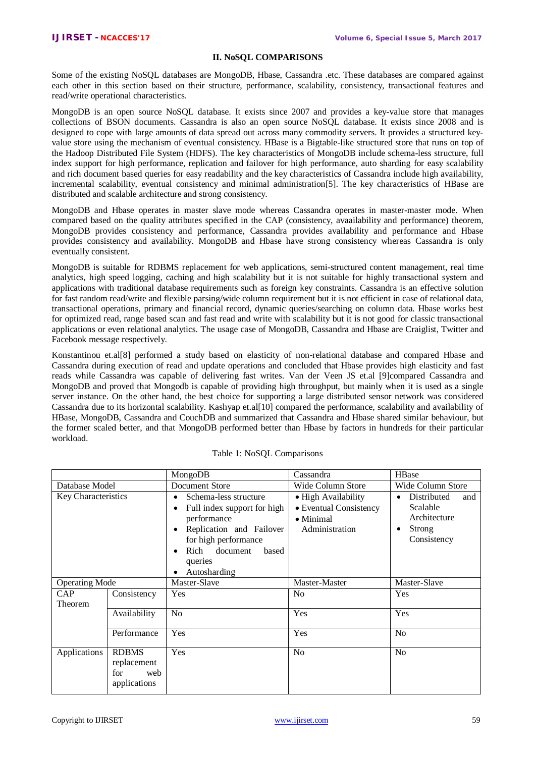## II. NoSQL COMPARISONS

Some of the existing NoSQL databases are MongoDB, Hbase, Cassandra .etc. These databases are compared against each other in this section based on their structure, performance, scalability, consistency, transactional features and read/write operational characteristics.

MongoDB is an open source NoSQL database. It exists since 2007 and provides a key-value store that manages collections of BSON documents. Cassandra is also an open source NoSQL database. It exists since 2008 and is designed to cope with large amounts of data spread out across many commodity servers. It provides a structured key-value store using the mechanism of eventual consistency. HBase is a Bigtable-like structured store that runs on top of the Hadoop Distributed File System (HDFS). The key characteristics of MongoDB include schema-less structure, full index support for high performance, replication and failover for high performance, auto sharding for easy scalability and rich document based queries for easy readability and the key characteristics of Cassandra include high availability, incremental scalability, eventual consistency and minimal administration[5]. The key characteristics of HBase are distributed and scalable architecture and strong consistency.

MongoDB and Hbase operates in master slave mode whereas Cassandra operates in master-master mode. When compared based on the quality attributes specified in the CAP (consistency, avaailability and performance) theorem, MongoDB provides consistency and performance, Cassandra provides availability and performance and Hbase provides consistency and availability. MongoDB and Hbase have strong consistency whereas Cassandra is only eventually consistent.

MongoDB is suitable for RDBMS replacement for web applications, semi-structured content management, real time analytics, high speed logging, caching and high scalability but it is not suitable for highly transactional system and applications with traditional database requirements such as foreign key constraints. Cassandra is an effective solution for fast random read/write and flexible parsing/wide column requirement but it is not efficient in case of relational data, transactional operations, primary and financial record, dynamic queries/searching on column data. Hbase works best for optimized read, range based scan and fast read and write with scalability but it is not good for classic transactional applications or even relational analytics. The usage case of MongoDB, Cassandra and Hbase are Craiglist, Twitter and Facebook message respectively.

Konstantinou et.al[8] performed a study based on elasticity of non-relational database and compared Hbase and Cassandra during execution of read and update operations and concluded that Hbase provides high elasticity and fast reads while Cassandra was capable of delivering fast writes. Van der Veen JS et.al [9]compared Cassandra and MongoDB and proved that Mongodb is capable of providing high throughput, but mainly when it is used as a single server instance. On the other hand, the best choice for supporting a large distributed sensor network was considered Cassandra due to its horizontal scalability. Kashyap et.al[10] compared the performance, scalability and availability of HBase, MongoDB, Cassandra and CouchDB and summarized that Cassandra and Hbase shared similar behaviour, but the former scaled better, and that MongoDB performed better than Hbase by factors in hundreds for their particular workload.

Table 1: NoSQL Comparisons

| | | MongoDB | Cassandra | HBase |
|---|---|---|---|---|
| Database Model | | Document Store | Wide Column Store | Wide Column Store |
| Key Characteristics | | • Schema-less structure<br>• Full index support for high performance<br>• Replication and Failover for high performance<br>• Rich document based queries<br>• Autosharding | • High Availability<br>• Eventual Consistency<br>• Minimal Administration | • Distributed and Scalable Architecture<br>• Strong Consistency |
| Operating Mode | | Master-Slave | Master-Master | Master-Slave |
| CAP Theorem | Consistency | Yes | No | Yes |
| | Availability | No | Yes | Yes |
| | Performance | Yes | Yes | No |
| Applications | RDBMS replacement for web applications | Yes | No | No |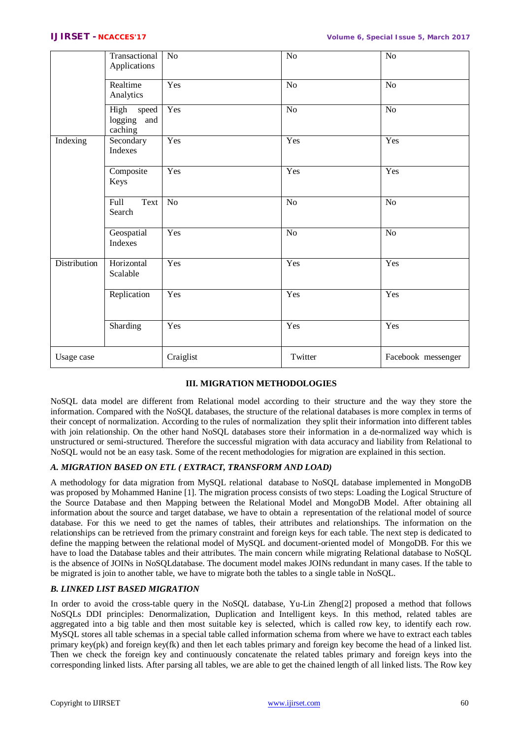| | | | | |
|---|---|---|---|---|
| | Transactional Applications | No | No | No |
| | Realtime Analytics | Yes | No | No |
| | High speed logging and caching | Yes | No | No |
| Indexing | Secondary Indexes | Yes | Yes | Yes |
| | Composite Keys | Yes | Yes | Yes |
| | Full Text Search | No | No | No |
| | Geospatial Indexes | Yes | No | No |
| Distribution | Horizontal Scalable | Yes | Yes | Yes |
| | Replication | Yes | Yes | Yes |
| | Sharding | Yes | Yes | Yes |
| Usage case | | Craiglist | Twitter | Facebook messenger |

## III. MIGRATION METHODOLOGIES

NoSQL data model are different from Relational model according to their structure and the way they store the information. Compared with the NoSQL databases, the structure of the relational databases is more complex in terms of their concept of normalization. According to the rules of normalization they split their information into different tables with join relationship. On the other hand NoSQL databases store their information in a de-normalized way which is unstructured or semi-structured. Therefore the successful migration with data accuracy and liability from Relational to NoSQL would not be an easy task. Some of the recent methodologies for migration are explained in this section.

### *A. MIGRATION BASED ON ETL ( EXTRACT, TRANSFORM AND LOAD)*

A methodology for data migration from MySQL relational database to NoSQL database implemented in MongoDB was proposed by Mohammed Hanine [1]. The migration process consists of two steps: Loading the Logical Structure of the Source Database and then Mapping between the Relational Model and MongoDB Model. After obtaining all information about the source and target database, we have to obtain a representation of the relational model of source database. For this we need to get the names of tables, their attributes and relationships. The information on the relationships can be retrieved from the primary constraint and foreign keys for each table. The next step is dedicated to define the mapping between the relational model of MySQL and document-oriented model of MongoDB. For this we have to load the Database tables and their attributes. The main concern while migrating Relational database to NoSQL is the absence of JOINs in NoSQLdatabase. The document model makes JOINs redundant in many cases. If the table to be migrated is join to another table, we have to migrate both the tables to a single table in NoSQL.

### *B. LINKED LIST BASED MIGRATION*

In order to avoid the cross-table query in the NoSQL database, Yu-Lin Zheng[2] proposed a method that follows NoSQLs DDI principles: Denormalization, Duplication and Intelligent keys. In this method, related tables are aggregated into a big table and then most suitable key is selected, which is called row key, to identify each row. MySQL stores all table schemas in a special table called information schema from where we have to extract each tables primary key(pk) and foreign key(fk) and then let each tables primary and foreign key become the head of a linked list. Then we check the foreign key and continuously concatenate the related tables primary and foreign keys into the corresponding linked lists. After parsing all tables, we are able to get the chained length of all linked lists. The Row key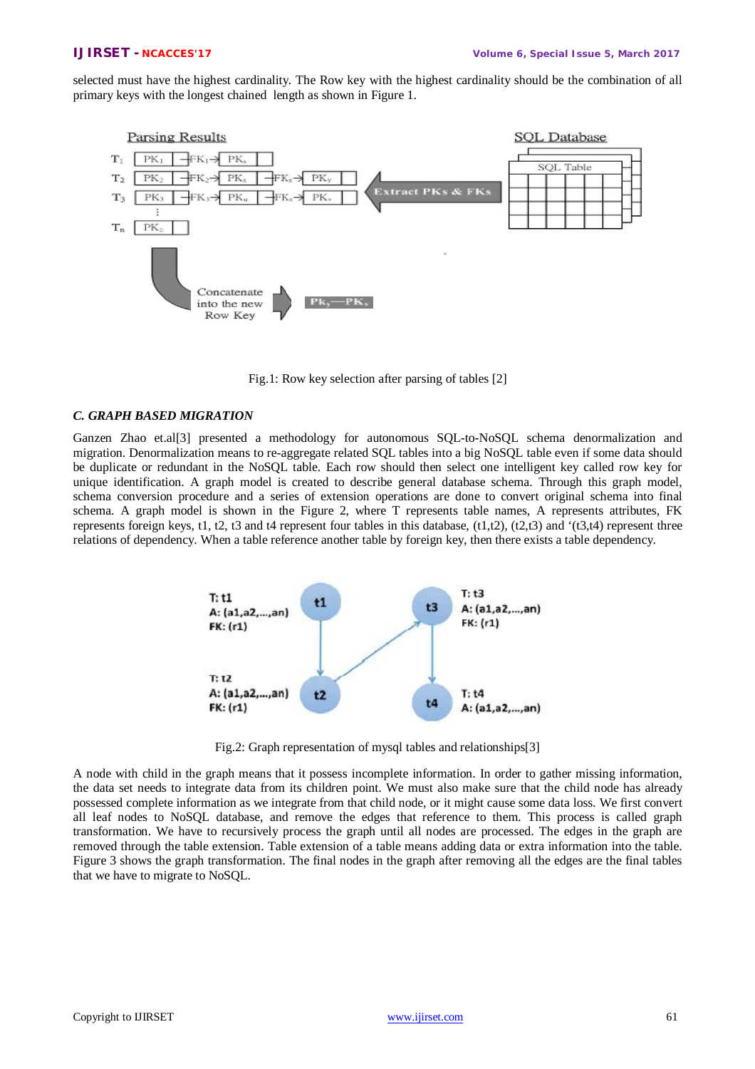selected must have the highest cardinality. The Row key with the highest cardinality should be the combination of all primary keys with the longest chained length as shown in Figure 1.

Fig.1: Row key selection after parsing of tables [2]

### C. GRAPH BASED MIGRATION

Ganzen Zhao et.al[3] presented a methodology for autonomous SQL-to-NoSQL schema denormalization and migration. Denormalization means to re-aggregate related SQL tables into a big NoSQL table even if some data should be duplicate or redundant in the NoSQL table. Each row should then select one intelligent key called row key for unique identification. A graph model is created to describe general database schema. Through this graph model, schema conversion procedure and a series of extension operations are done to convert original schema into final schema. A graph model is shown in the Figure 2, where T represents table names, A represents attributes, FK represents foreign keys, t1, t2, t3 and t4 represent four tables in this database, (t1,t2), (t2,t3) and '(t3,t4) represent three relations of dependency. When a table reference another table by foreign key, then there exists a table dependency.

Fig.2: Graph representation of mysql tables and relationships[3]

A node with child in the graph means that it possess incomplete information. In order to gather missing information, the data set needs to integrate data from its children point. We must also make sure that the child node has already possessed complete information as we integrate from that child node, or it might cause some data loss. We first convert all leaf nodes to NoSQL database, and remove the edges that reference to them. This process is called graph transformation. We have to recursively process the graph until all nodes are processed. The edges in the graph are removed through the table extension. Table extension of a table means adding data or extra information into the table. Figure 3 shows the graph transformation. The final nodes in the graph after removing all the edges are the final tables that we have to migrate to NoSQL.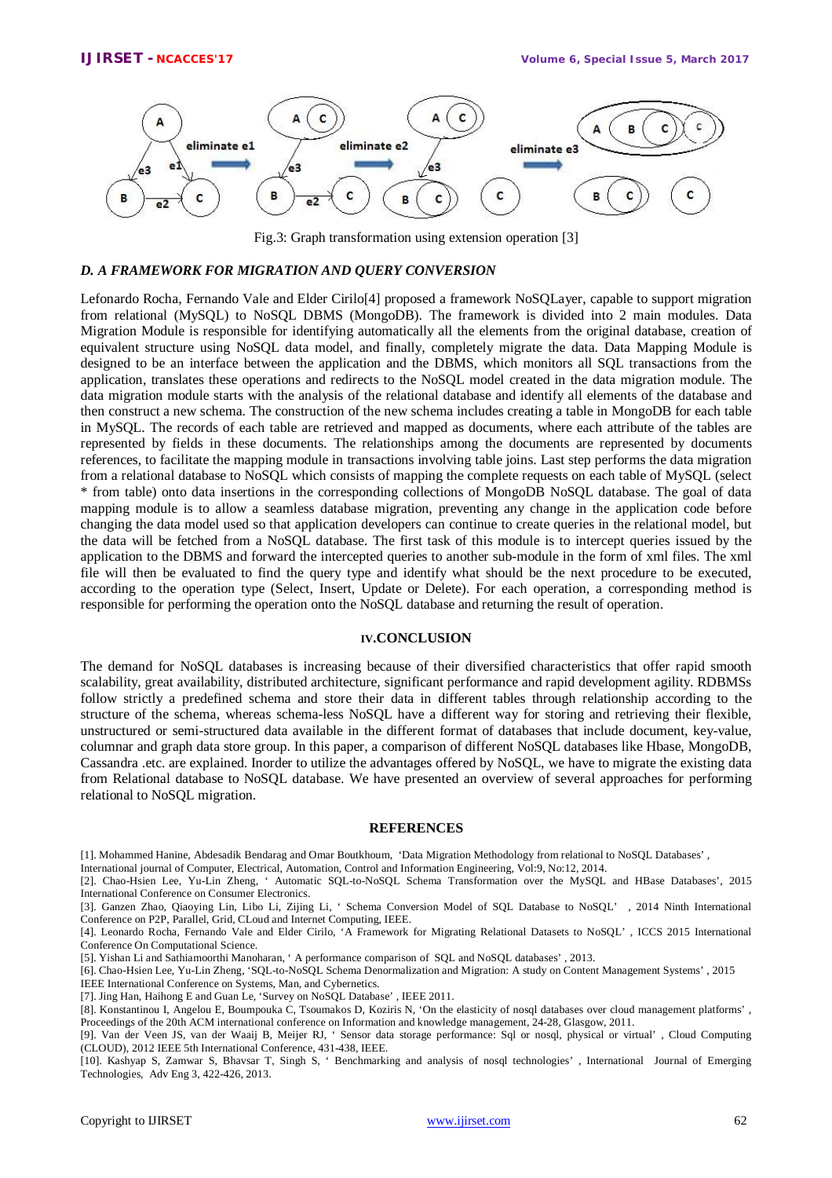A
e3
e1
B
e2
C
eliminate e1
A C
e3
B
e2
C
eliminate e2
A C
e3
B C
C
eliminate e3
A B C C
B C
C

Fig.3: Graph transformation using extension operation [3]

### *D. A FRAMEWORK FOR MIGRATION AND QUERY CONVERSION*

Lefonardo Rocha, Fernando Vale and Elder Cirilo[4] proposed a framework NoSQLayer, capable to support migration from relational (MySQL) to NoSQL DBMS (MongoDB). The framework is divided into 2 main modules. Data Migration Module is responsible for identifying automatically all the elements from the original database, creation of equivalent structure using NoSQL data model, and finally, completely migrate the data. Data Mapping Module is designed to be an interface between the application and the DBMS, which monitors all SQL transactions from the application, translates these operations and redirects to the NoSQL model created in the data migration module. The data migration module starts with the analysis of the relational database and identify all elements of the database and then construct a new schema. The construction of the new schema includes creating a table in MongoDB for each table in MySQL. The records of each table are retrieved and mapped as documents, where each attribute of the tables are represented by fields in these documents. The relationships among the documents are represented by documents references, to facilitate the mapping module in transactions involving table joins. Last step performs the data migration from a relational database to NoSQL which consists of mapping the complete requests on each table of MySQL (select * from table) onto data insertions in the corresponding collections of MongoDB NoSQL database. The goal of data mapping module is to allow a seamless database migration, preventing any change in the application code before changing the data model used so that application developers can continue to create queries in the relational model, but the data will be fetched from a NoSQL database. The first task of this module is to intercept queries issued by the application to the DBMS and forward the intercepted queries to another sub-module in the form of xml files. The xml file will then be evaluated to find the query type and identify what should be the next procedure to be executed, according to the operation type (Select, Insert, Update or Delete). For each operation, a corresponding method is responsible for performing the operation onto the NoSQL database and returning the result of operation.

## IV.CONCLUSION

The demand for NoSQL databases is increasing because of their diversified characteristics that offer rapid smooth scalability, great availability, distributed architecture, significant performance and rapid development agility. RDBMSs follow strictly a predefined schema and store their data in different tables through relationship according to the structure of the schema, whereas schema-less NoSQL have a different way for storing and retrieving their flexible, unstructured or semi-structured data available in the different format of databases that include document, key-value, columnar and graph data store group. In this paper, a comparison of different NoSQL databases like Hbase, MongoDB, Cassandra .etc. are explained. Inorder to utilize the advantages offered by NoSQL, we have to migrate the existing data from Relational database to NoSQL database. We have presented an overview of several approaches for performing relational to NoSQL migration.

## REFERENCES

[1]. Mohammed Hanine, Abdesadik Bendarag and Omar Boutkhoum, 'Data Migration Methodology from relational to NoSQL Databases', International journal of Computer, Electrical, Automation, Control and Information Engineering, Vol:9, No:12, 2014.

[2]. Chao-Hsien Lee, Yu-Lin Zheng, ' Automatic SQL-to-NoSQL Schema Transformation over the MySQL and HBase Databases', 2015 International Conference on Consumer Electronics.

[3]. Ganzen Zhao, Qiaoying Lin, Libo Li, Zijing Li, ' Schema Conversion Model of SQL Database to NoSQL' , 2014 Ninth International Conference on P2P, Parallel, Grid, CLoud and Internet Computing, IEEE.

[4]. Leonardo Rocha, Fernando Vale and Elder Cirilo, 'A Framework for Migrating Relational Datasets to NoSQL' , ICCS 2015 International Conference On Computational Science.

[5]. Yishan Li and Sathiamoorthi Manoharan, ' A performance comparison of SQL and NoSQL databases' , 2013.

[6]. Chao-Hsien Lee, Yu-Lin Zheng, 'SQL-to-NoSQL Schema Denormalization and Migration: A study on Content Management Systems' , 2015 IEEE International Conference on Systems, Man, and Cybernetics.

[7]. Jing Han, Haihong E and Guan Le, 'Survey on NoSQL Database' , IEEE 2011.

[8]. Konstantinou I, Angelou E, Boumpouka C, Tsoumakos D, Koziris N, 'On the elasticity of nosql databases over cloud management platforms' , Proceedings of the 20th ACM international conference on Information and knowledge management, 24-28, Glasgow, 2011.

[9]. Van der Veen JS, van der Waaij B, Meijer RJ, ' Sensor data storage performance: Sql or nosql, physical or virtual' , Cloud Computing (CLOUD), 2012 IEEE 5th International Conference, 431-438, IEEE.

[10]. Kashyap S, Zamwar S, Bhavsar T, Singh S, ' Benchmarking and analysis of nosql technologies' , International Journal of Emerging Technologies, Adv Eng 3, 422-426, 2013.